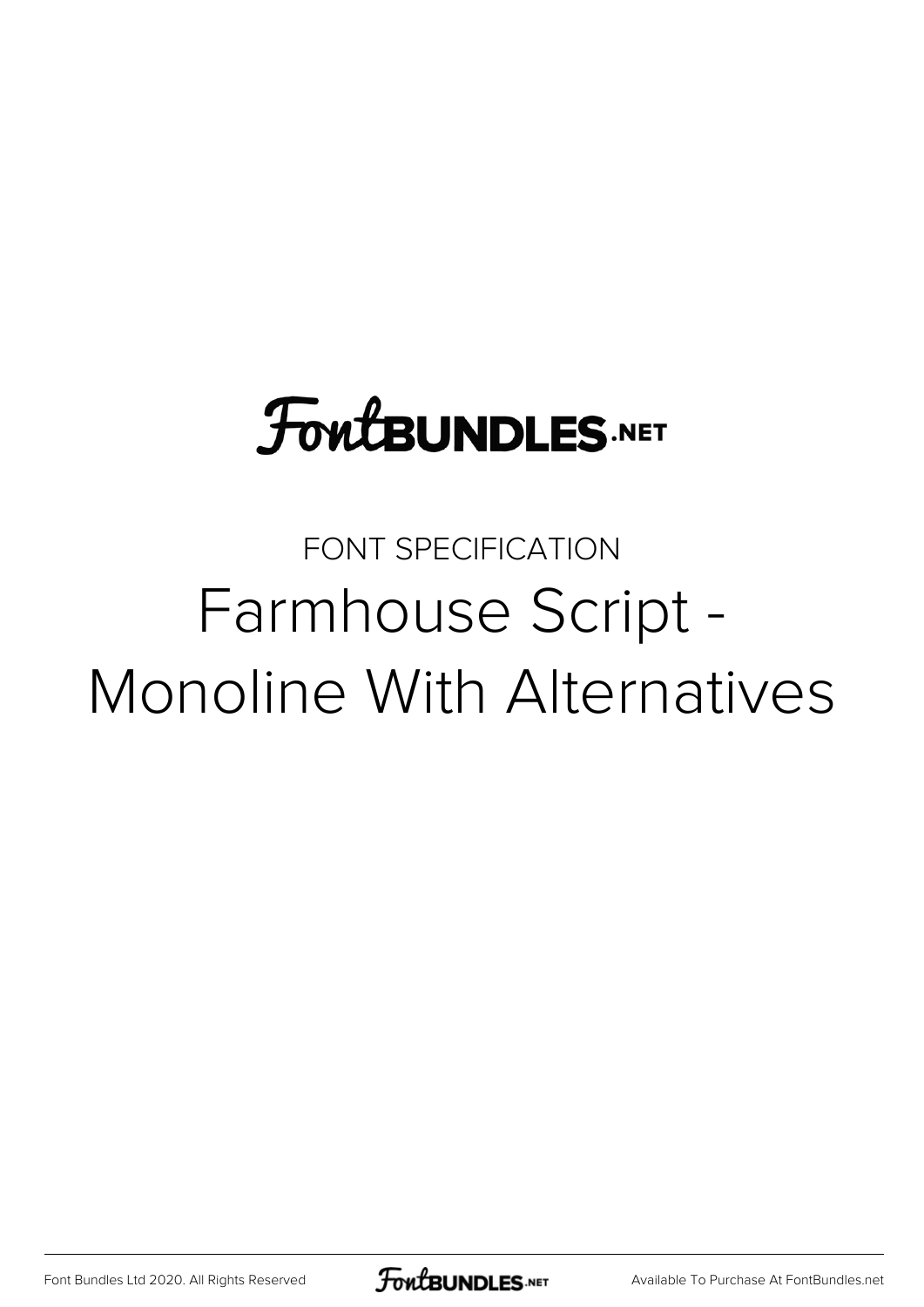FontBUNDLES.NET

FONT SPECIFICATION

# Farmhouse Script - Monoline With Alternatives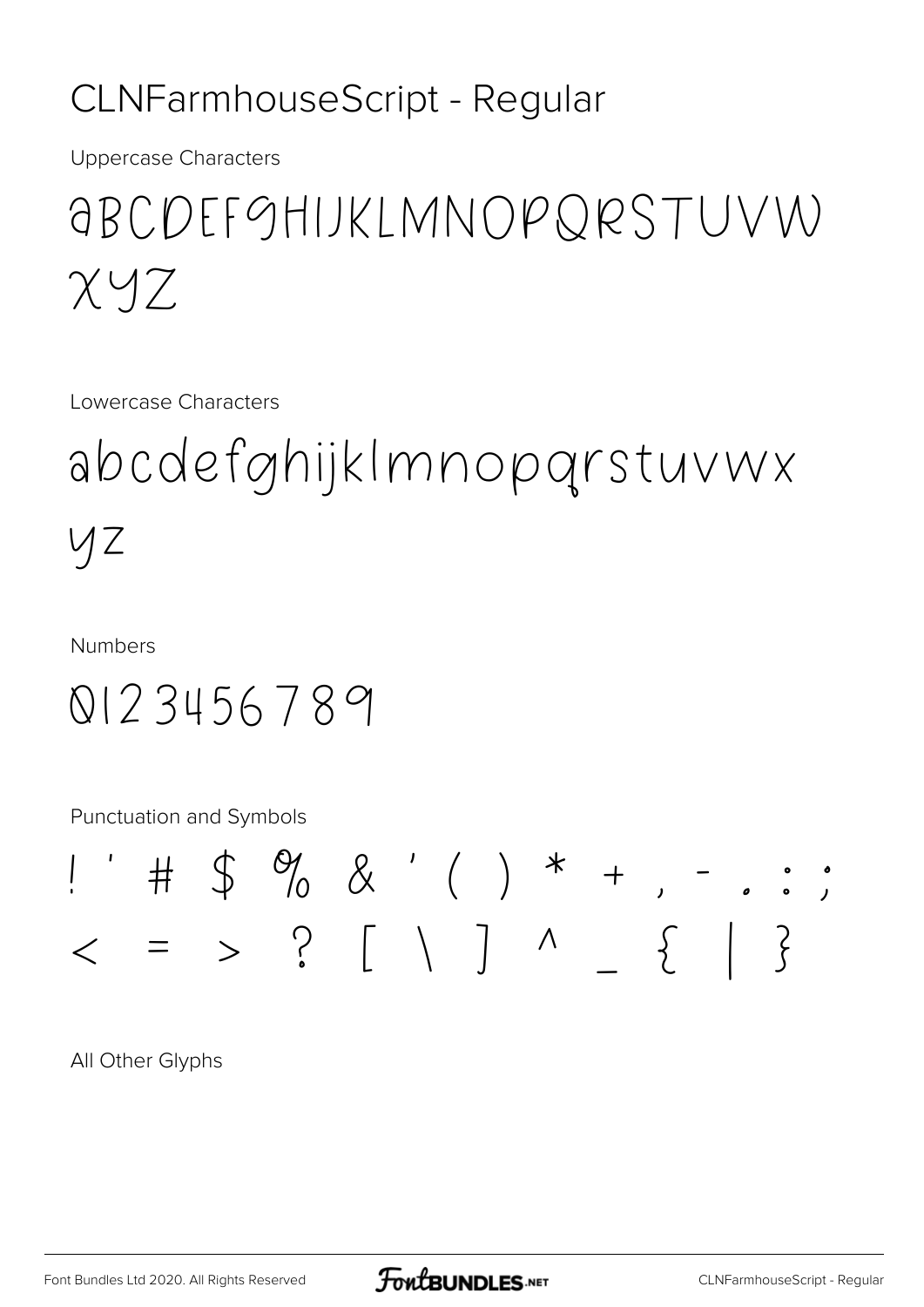# CLNFarmhouseScript - Regular

Uppercase Characters

ABCDEFGHIJKLMNOPQRSTUVW
XYZ

Lowercase Characters

abcdefghijklmnopqrstuvwx
yz

Numbers

0123456789

Punctuation and Symbols

! ' # $ % & ' ( ) * + , - . : ;
< = > ? [ \ ] ^ _ { | }

All Other Glyphs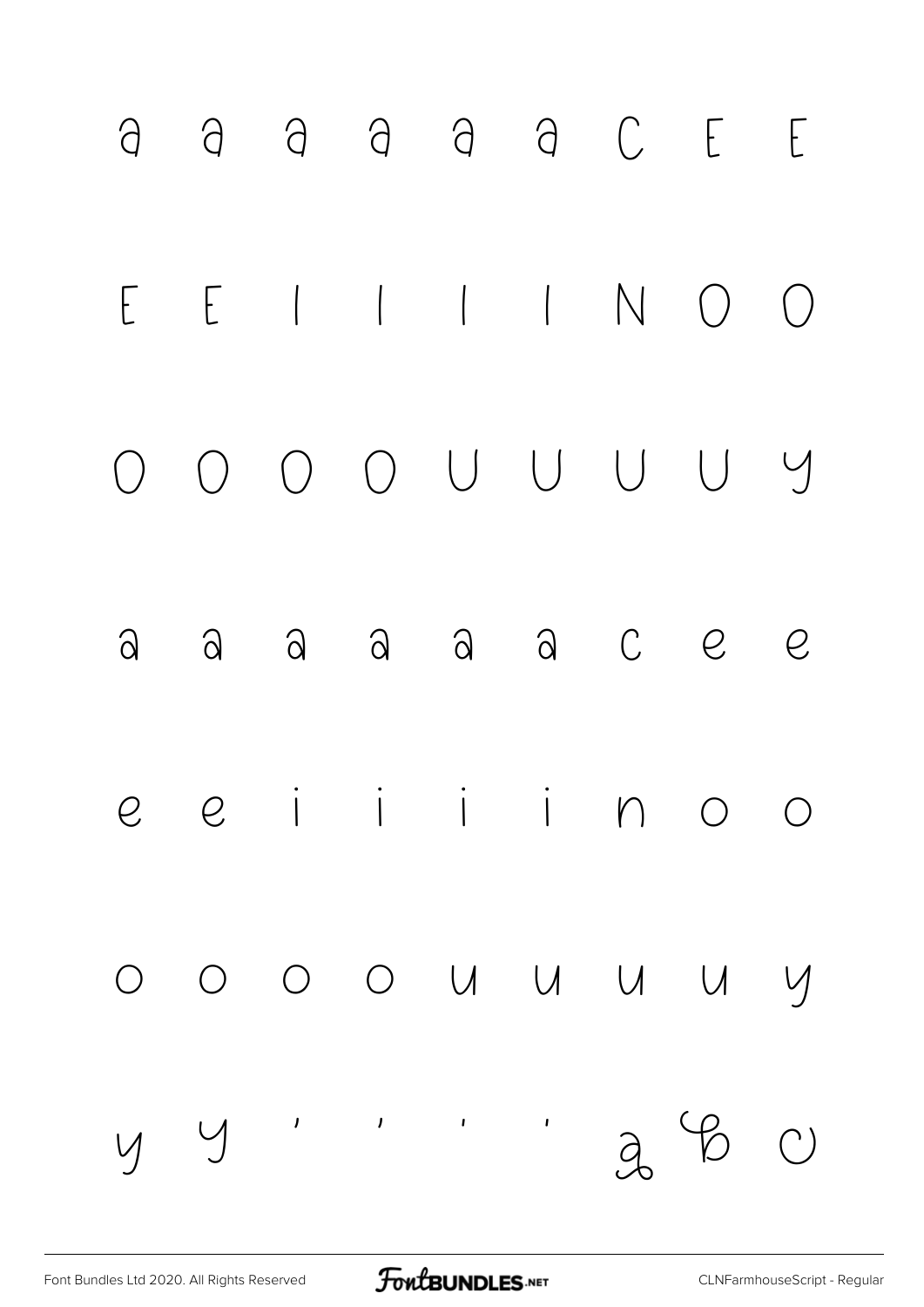a a a a a a C E E

E E I I I I N O O

O O O O U U U U Y

a a a a a a c e e

e e i i i i n o o

o o o o u u u u y

y y ' ' ' ' a b c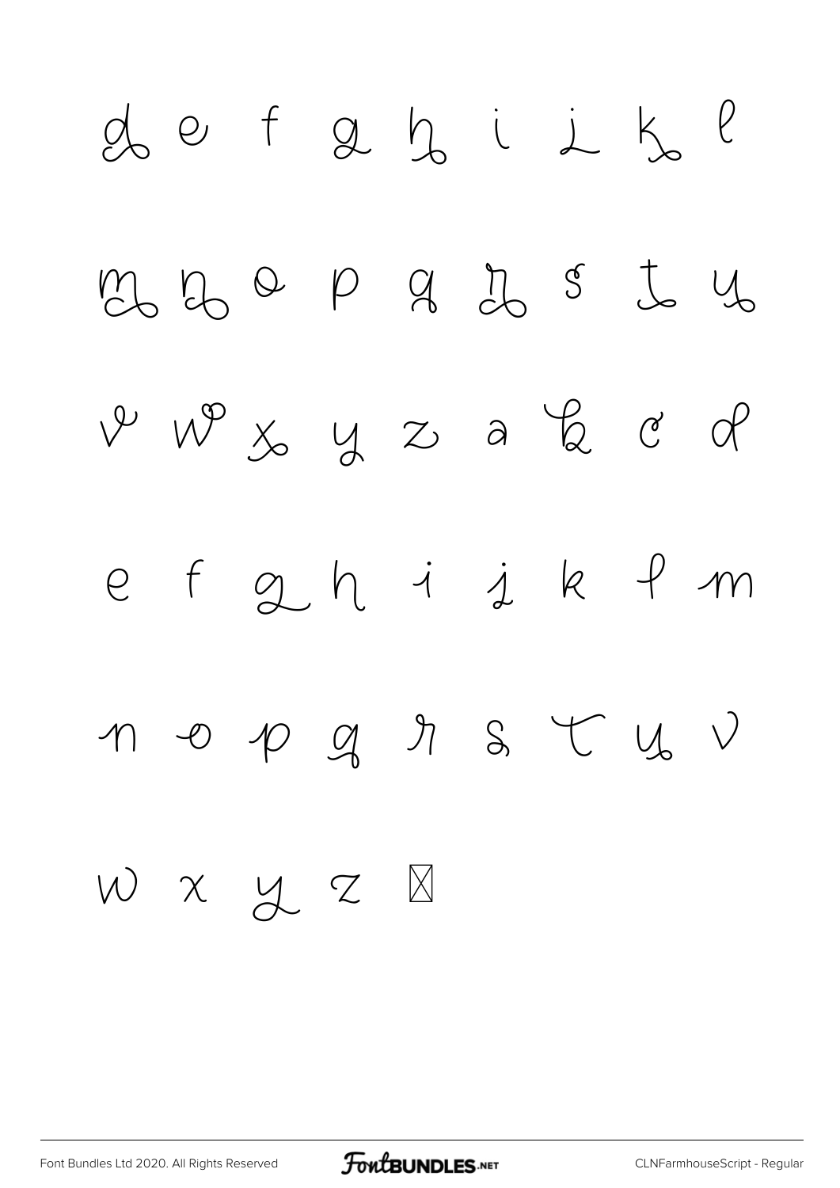d e f g h i j k l

m n o p q r s t u

v w x y z a b c d

e f g h i j k l m

n o p q r s t u v

w x y z